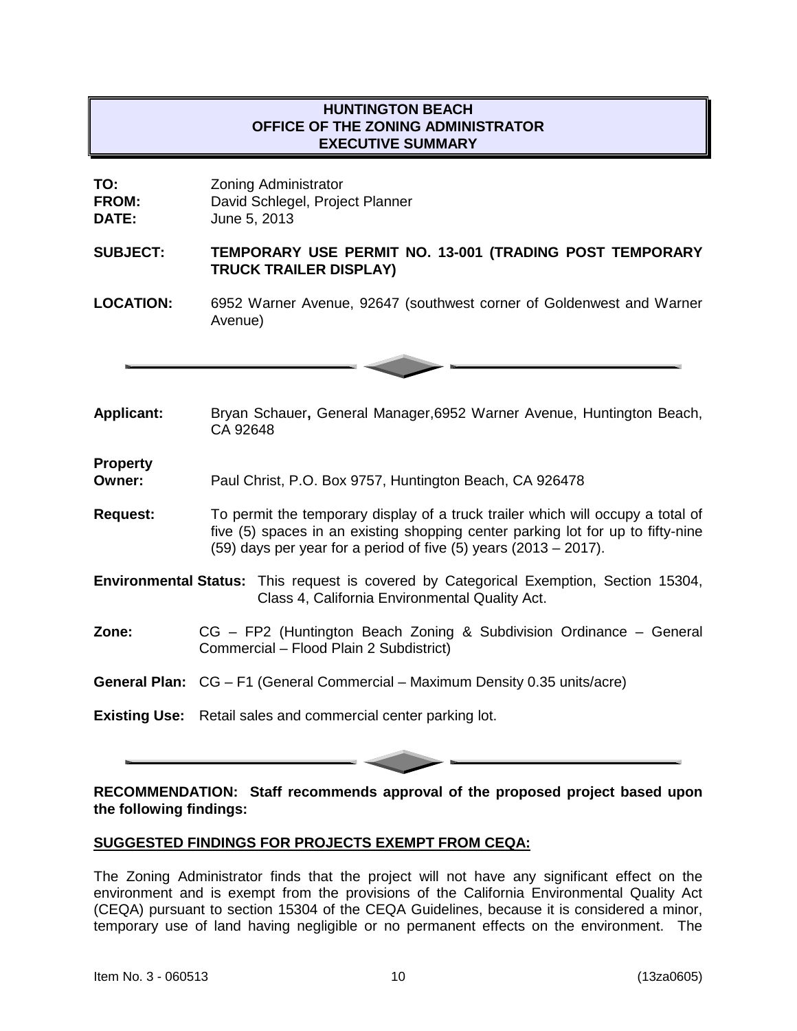**HUNTINGTON BEACH**
**OFFICE OF THE ZONING ADMINISTRATOR**
**EXECUTIVE SUMMARY**

**TO:** Zoning Administrator
**FROM:** David Schlegel, Project Planner
**DATE:** June 5, 2013

**SUBJECT:** **TEMPORARY USE PERMIT NO. 13-001 (TRADING POST TEMPORARY TRUCK TRAILER DISPLAY)**

**LOCATION:** 6952 Warner Avenue, 92647 (southwest corner of Goldenwest and Warner Avenue)

---

**Applicant:** Bryan Schauer**,** General Manager,6952 Warner Avenue, Huntington Beach, CA 92648

**Property Owner:** Paul Christ, P.O. Box 9757, Huntington Beach, CA 926478

**Request:** To permit the temporary display of a truck trailer which will occupy a total of five (5) spaces in an existing shopping center parking lot for up to fifty-nine (59) days per year for a period of five (5) years (2013 – 2017).

**Environmental Status:** This request is covered by Categorical Exemption, Section 15304, Class 4, California Environmental Quality Act.

**Zone:** CG – FP2 (Huntington Beach Zoning & Subdivision Ordinance – General Commercial – Flood Plain 2 Subdistrict)

**General Plan:** CG – F1 (General Commercial – Maximum Density 0.35 units/acre)

**Existing Use:** Retail sales and commercial center parking lot.

---

**RECOMMENDATION: Staff recommends approval of the proposed project based upon the following findings:**

**SUGGESTED FINDINGS FOR PROJECTS EXEMPT FROM CEQA:**

The Zoning Administrator finds that the project will not have any significant effect on the environment and is exempt from the provisions of the California Environmental Quality Act (CEQA) pursuant to section 15304 of the CEQA Guidelines, because it is considered a minor, temporary use of land having negligible or no permanent effects on the environment. The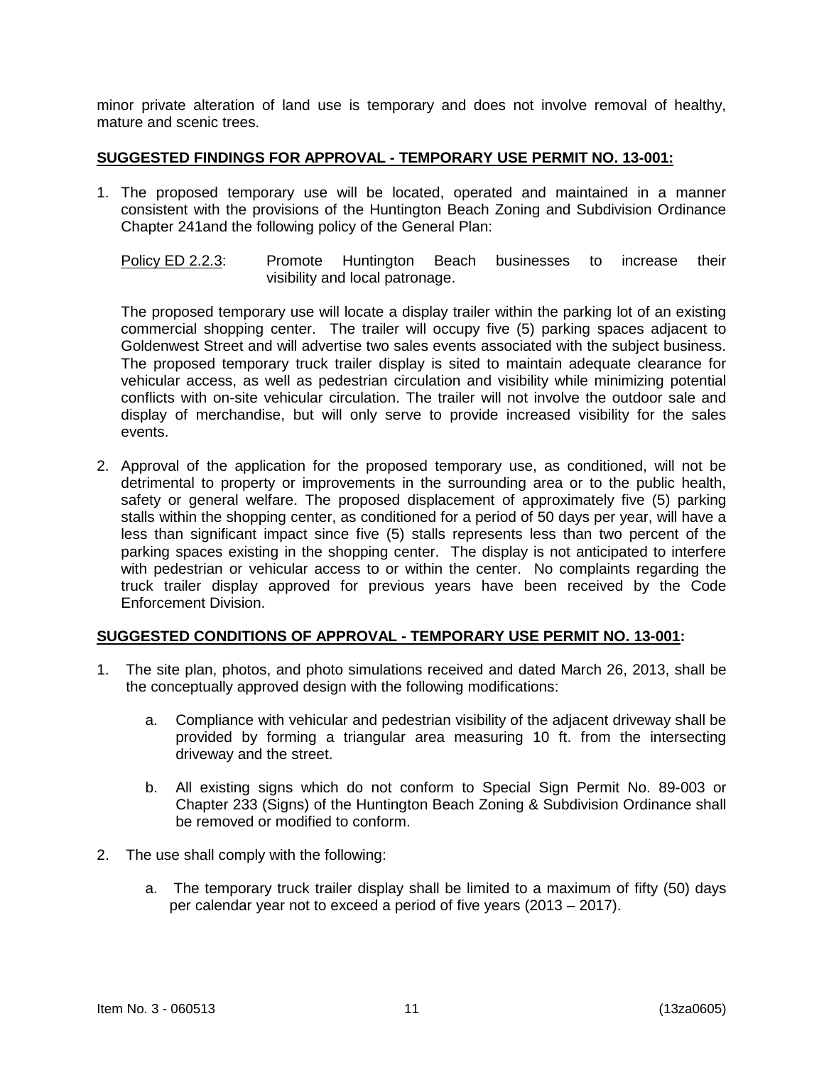minor private alteration of land use is temporary and does not involve removal of healthy, mature and scenic trees.

**SUGGESTED FINDINGS FOR APPROVAL - TEMPORARY USE PERMIT NO. 13-001:**

1. The proposed temporary use will be located, operated and maintained in a manner consistent with the provisions of the Huntington Beach Zoning and Subdivision Ordinance Chapter 241and the following policy of the General Plan:

   Policy ED 2.2.3: Promote Huntington Beach businesses to increase their visibility and local patronage.

   The proposed temporary use will locate a display trailer within the parking lot of an existing commercial shopping center. The trailer will occupy five (5) parking spaces adjacent to Goldenwest Street and will advertise two sales events associated with the subject business. The proposed temporary truck trailer display is sited to maintain adequate clearance for vehicular access, as well as pedestrian circulation and visibility while minimizing potential conflicts with on-site vehicular circulation. The trailer will not involve the outdoor sale and display of merchandise, but will only serve to provide increased visibility for the sales events.

2. Approval of the application for the proposed temporary use, as conditioned, will not be detrimental to property or improvements in the surrounding area or to the public health, safety or general welfare. The proposed displacement of approximately five (5) parking stalls within the shopping center, as conditioned for a period of 50 days per year, will have a less than significant impact since five (5) stalls represents less than two percent of the parking spaces existing in the shopping center. The display is not anticipated to interfere with pedestrian or vehicular access to or within the center. No complaints regarding the truck trailer display approved for previous years have been received by the Code Enforcement Division.

**SUGGESTED CONDITIONS OF APPROVAL - TEMPORARY USE PERMIT NO. 13-001:**

1. The site plan, photos, and photo simulations received and dated March 26, 2013, shall be the conceptually approved design with the following modifications:

   a. Compliance with vehicular and pedestrian visibility of the adjacent driveway shall be provided by forming a triangular area measuring 10 ft. from the intersecting driveway and the street.

   b. All existing signs which do not conform to Special Sign Permit No. 89-003 or Chapter 233 (Signs) of the Huntington Beach Zoning & Subdivision Ordinance shall be removed or modified to conform.

2. The use shall comply with the following:

   a. The temporary truck trailer display shall be limited to a maximum of fifty (50) days per calendar year not to exceed a period of five years (2013 – 2017).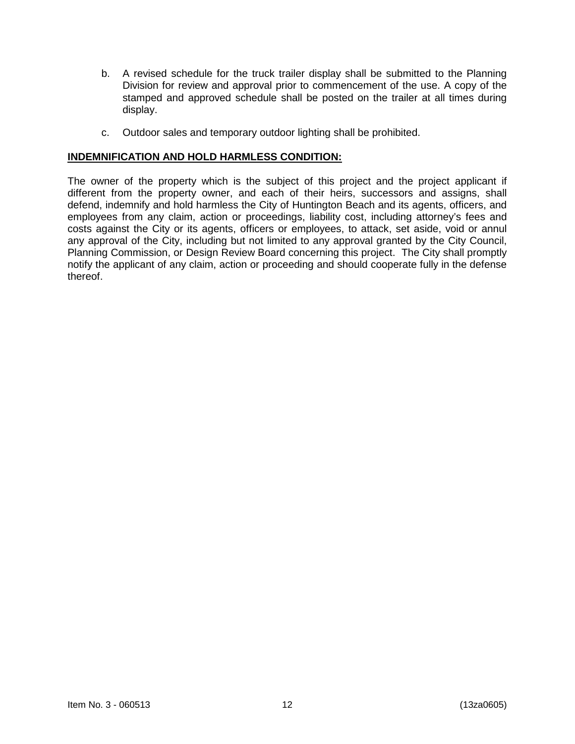b. A revised schedule for the truck trailer display shall be submitted to the Planning Division for review and approval prior to commencement of the use. A copy of the stamped and approved schedule shall be posted on the trailer at all times during display.

c. Outdoor sales and temporary outdoor lighting shall be prohibited.

**INDEMNIFICATION AND HOLD HARMLESS CONDITION:**

The owner of the property which is the subject of this project and the project applicant if different from the property owner, and each of their heirs, successors and assigns, shall defend, indemnify and hold harmless the City of Huntington Beach and its agents, officers, and employees from any claim, action or proceedings, liability cost, including attorney's fees and costs against the City or its agents, officers or employees, to attack, set aside, void or annul any approval of the City, including but not limited to any approval granted by the City Council, Planning Commission, or Design Review Board concerning this project. The City shall promptly notify the applicant of any claim, action or proceeding and should cooperate fully in the defense thereof.